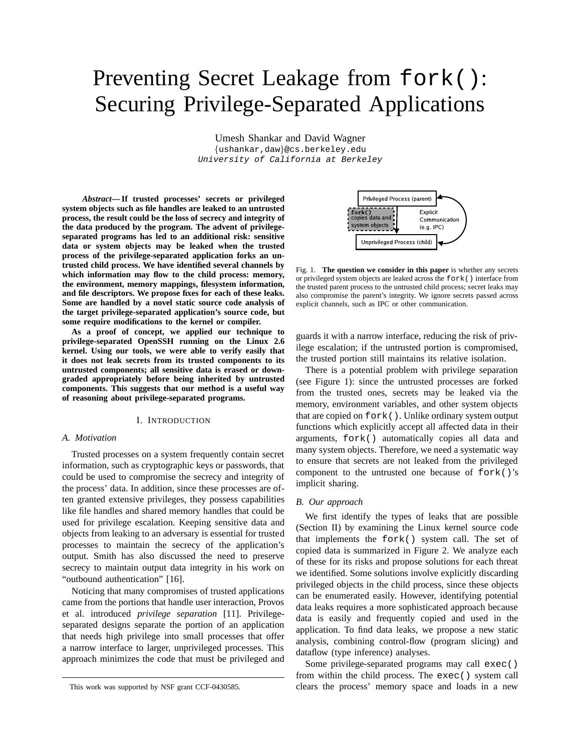# Preventing Secret Leakage from `fork()`: Securing Privilege-Separated Applications

Umesh Shankar and David Wagner
{ushankar,daw}@cs.berkeley.edu
*University of California at Berkeley*

***Abstract*— If trusted processes' secrets or privileged system objects such as file handles are leaked to an untrusted process, the result could be the loss of secrecy and integrity of the data produced by the program. The advent of privilege-separated programs has led to an additional risk: sensitive data or system objects may be leaked when the trusted process of the privilege-separated application forks an untrusted child process. We have identified several channels by which information may flow to the child process: memory, the environment, memory mappings, filesystem information, and file descriptors. We propose fixes for each of these leaks. Some are handled by a novel static source code analysis of the target privilege-separated application's source code, but some require modifications to the kernel or compiler.**

**As a proof of concept, we applied our technique to privilege-separated OpenSSH running on the Linux 2.6 kernel. Using our tools, we were able to verify easily that it does not leak secrets from its trusted components to its untrusted components; all sensitive data is erased or downgraded appropriately before being inherited by untrusted components. This suggests that our method is a useful way of reasoning about privilege-separated programs.**

## I. Introduction

### A. Motivation

Trusted processes on a system frequently contain secret information, such as cryptographic keys or passwords, that could be used to compromise the secrecy and integrity of the process' data. In addition, since these processes are often granted extensive privileges, they possess capabilities like file handles and shared memory handles that could be used for privilege escalation. Keeping sensitive data and objects from leaking to an adversary is essential for trusted processes to maintain the secrecy of the application's output. Smith has also discussed the need to preserve secrecy to maintain output data integrity in his work on "outbound authentication" [16].

Noticing that many compromises of trusted applications came from the portions that handle user interaction, Provos et al. introduced *privilege separation* [11]. Privilege-separated designs separate the portion of an application that needs high privilege into small processes that offer a narrow interface to larger, unprivileged processes. This approach minimizes the code that must be privileged and guards it with a narrow interface, reducing the risk of privilege escalation; if the untrusted portion is compromised, the trusted portion still maintains its relative isolation.

Fig. 1. **The question we consider in this paper** is whether any secrets or privileged system objects are leaked across the `fork()` interface from the trusted parent process to the untrusted child process; secret leaks may also compromise the parent's integrity. We ignore secrets passed across explicit channels, such as IPC or other communication.

There is a potential problem with privilege separation (see Figure 1): since the untrusted processes are forked from the trusted ones, secrets may be leaked via the memory, environment variables, and other system objects that are copied on `fork()`. Unlike ordinary system output functions which explicitly accept all affected data in their arguments, `fork()` automatically copies all data and many system objects. Therefore, we need a systematic way to ensure that secrets are not leaked from the privileged component to the untrusted one because of `fork()`'s implicit sharing.

### B. Our approach

We first identify the types of leaks that are possible (Section II) by examining the Linux kernel source code that implements the `fork()` system call. The set of copied data is summarized in Figure 2. We analyze each of these for its risks and propose solutions for each threat we identified. Some solutions involve explicitly discarding privileged objects in the child process, since these objects can be enumerated easily. However, identifying potential data leaks requires a more sophisticated approach because data is easily and frequently copied and used in the application. To find data leaks, we propose a new static analysis, combining control-flow (program slicing) and dataflow (type inference) analyses.

Some privilege-separated programs may call `exec()` from within the child process. The `exec()` system call clears the process' memory space and loads in a new

This work was supported by NSF grant CCF-0430585.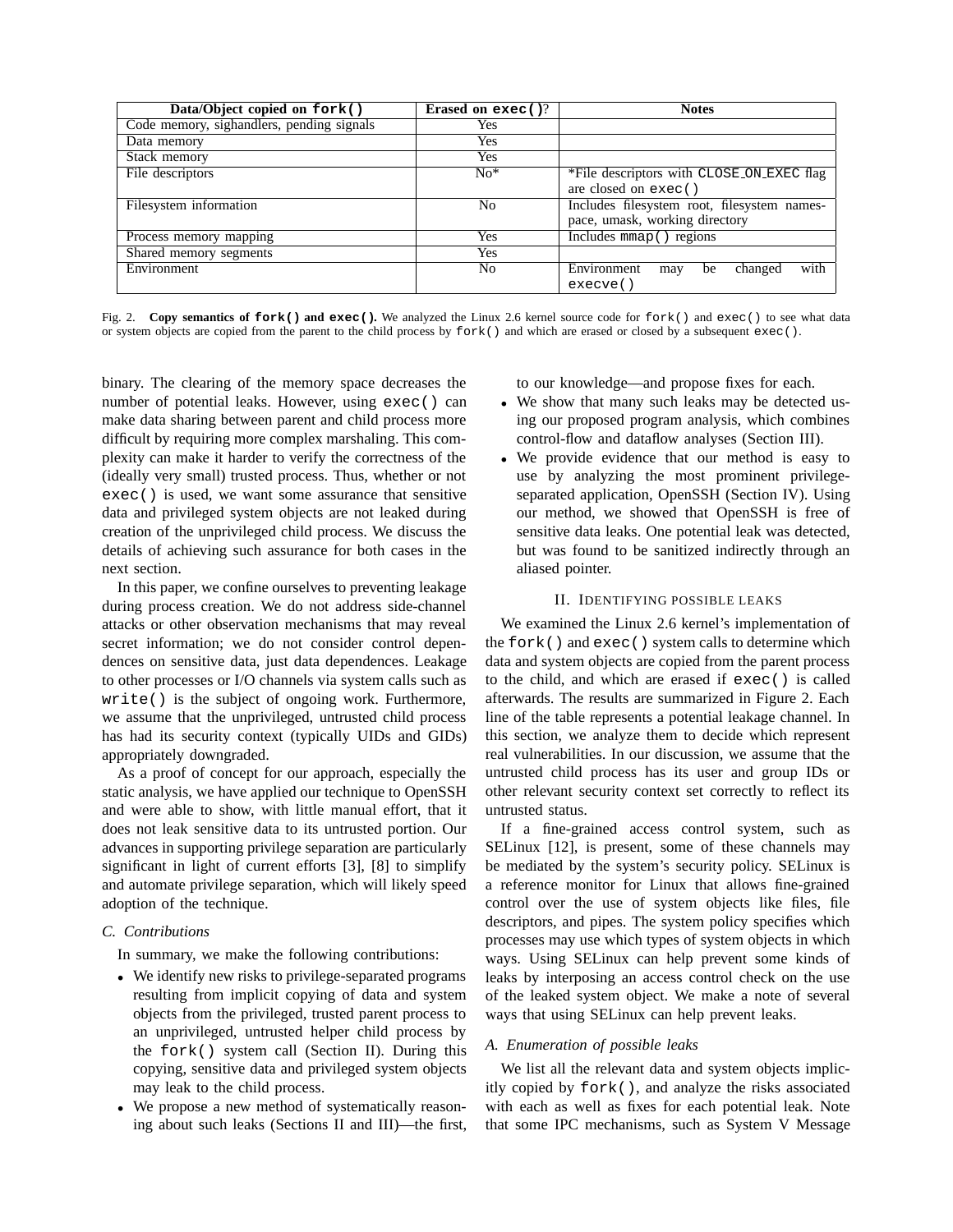| Data/Object copied on `fork()` | Erased on `exec()`? | Notes |
|---|---|---|
| Code memory, sighandlers, pending signals | Yes | |
| Data memory | Yes | |
| Stack memory | Yes | |
| File descriptors | No* | *File descriptors with CLOSE_ON_EXEC flag are closed on `exec()` |
| Filesystem information | No | Includes filesystem root, filesystem namespace, umask, working directory |
| Process memory mapping | Yes | Includes `mmap()` regions |
| Shared memory segments | Yes | |
| Environment | No | Environment may be changed with `execve()` |

Fig. 2. **Copy semantics of `fork()` and `exec()`.** We analyzed the Linux 2.6 kernel source code for `fork()` and `exec()` to see what data or system objects are copied from the parent to the child process by `fork()` and which are erased or closed by a subsequent `exec()`.

binary. The clearing of the memory space decreases the number of potential leaks. However, using `exec()` can make data sharing between parent and child process more difficult by requiring more complex marshaling. This complexity can make it harder to verify the correctness of the (ideally very small) trusted process. Thus, whether or not `exec()` is used, we want some assurance that sensitive data and privileged system objects are not leaked during creation of the unprivileged child process. We discuss the details of achieving such assurance for both cases in the next section.

In this paper, we confine ourselves to preventing leakage during process creation. We do not address side-channel attacks or other observation mechanisms that may reveal secret information; we do not consider control dependences on sensitive data, just data dependences. Leakage to other processes or I/O channels via system calls such as `write()` is the subject of ongoing work. Furthermore, we assume that the unprivileged, untrusted child process has had its security context (typically UIDs and GIDs) appropriately downgraded.

As a proof of concept for our approach, especially the static analysis, we have applied our technique to OpenSSH and were able to show, with little manual effort, that it does not leak sensitive data to its untrusted portion. Our advances in supporting privilege separation are particularly significant in light of current efforts [3], [8] to simplify and automate privilege separation, which will likely speed adoption of the technique.

### C. Contributions

In summary, we make the following contributions:

- We identify new risks to privilege-separated programs resulting from implicit copying of data and system objects from the privileged, trusted parent process to an unprivileged, untrusted helper child process by the `fork()` system call (Section II). During this copying, sensitive data and privileged system objects may leak to the child process.
- We propose a new method of systematically reasoning about such leaks (Sections II and III)—the first, to our knowledge—and propose fixes for each.
- We show that many such leaks may be detected using our proposed program analysis, which combines control-flow and dataflow analyses (Section III).
- We provide evidence that our method is easy to use by analyzing the most prominent privilege-separated application, OpenSSH (Section IV). Using our method, we showed that OpenSSH is free of sensitive data leaks. One potential leak was detected, but was found to be sanitized indirectly through an aliased pointer.

## II. Identifying possible leaks

We examined the Linux 2.6 kernel's implementation of the `fork()` and `exec()` system calls to determine which data and system objects are copied from the parent process to the child, and which are erased if `exec()` is called afterwards. The results are summarized in Figure 2. Each line of the table represents a potential leakage channel. In this section, we analyze them to decide which represent real vulnerabilities. In our discussion, we assume that the untrusted child process has its user and group IDs or other relevant security context set correctly to reflect its untrusted status.

If a fine-grained access control system, such as SELinux [12], is present, some of these channels may be mediated by the system's security policy. SELinux is a reference monitor for Linux that allows fine-grained control over the use of system objects like files, file descriptors, and pipes. The system policy specifies which processes may use which types of system objects in which ways. Using SELinux can help prevent some kinds of leaks by interposing an access control check on the use of the leaked system object. We make a note of several ways that using SELinux can help prevent leaks.

### A. Enumeration of possible leaks

We list all the relevant data and system objects implicitly copied by `fork()`, and analyze the risks associated with each as well as fixes for each potential leak. Note that some IPC mechanisms, such as System V Message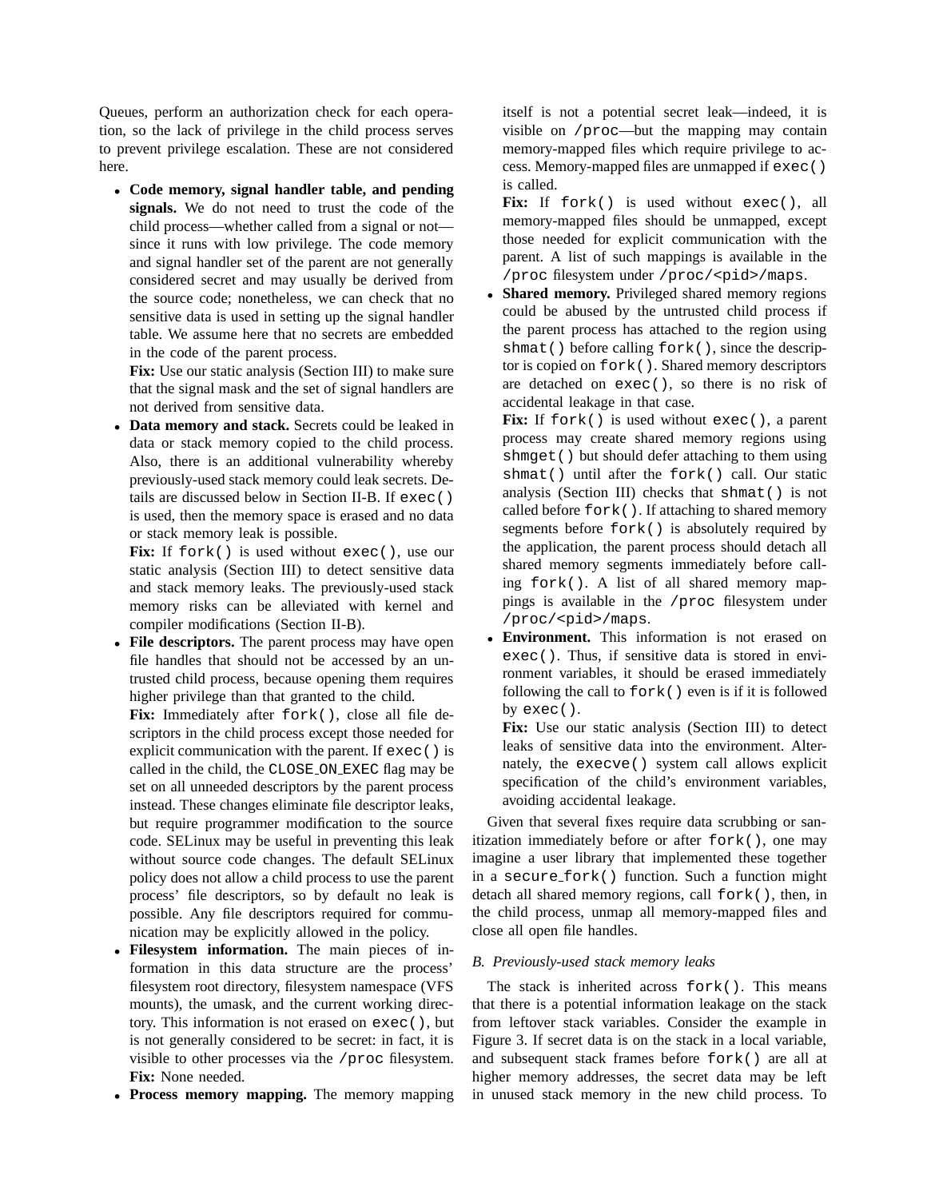Queues, perform an authorization check for each operation, so the lack of privilege in the child process serves to prevent privilege escalation. These are not considered here.

- **Code memory, signal handler table, and pending signals.** We do not need to trust the code of the child process—whether called from a signal or not—since it runs with low privilege. The code memory and signal handler set of the parent are not generally considered secret and may usually be derived from the source code; nonetheless, we can check that no sensitive data is used in setting up the signal handler table. We assume here that no secrets are embedded in the code of the parent process.
  **Fix:** Use our static analysis (Section III) to make sure that the signal mask and the set of signal handlers are not derived from sensitive data.
- **Data memory and stack.** Secrets could be leaked in data or stack memory copied to the child process. Also, there is an additional vulnerability whereby previously-used stack memory could leak secrets. Details are discussed below in Section II-B. If `exec()` is used, then the memory space is erased and no data or stack memory leak is possible.
  **Fix:** If `fork()` is used without `exec()`, use our static analysis (Section III) to detect sensitive data and stack memory leaks. The previously-used stack memory risks can be alleviated with kernel and compiler modifications (Section II-B).
- **File descriptors.** The parent process may have open file handles that should not be accessed by an untrusted child process, because opening them requires higher privilege than that granted to the child.
  **Fix:** Immediately after `fork()`, close all file descriptors in the child process except those needed for explicit communication with the parent. If `exec()` is called in the child, the `CLOSE_ON_EXEC` flag may be set on all unneeded descriptors by the parent process instead. These changes eliminate file descriptor leaks, but require programmer modification to the source code. SELinux may be useful in preventing this leak without source code changes. The default SELinux policy does not allow a child process to use the parent process' file descriptors, so by default no leak is possible. Any file descriptors required for communication may be explicitly allowed in the policy.
- **Filesystem information.** The main pieces of information in this data structure are the process' filesystem root directory, filesystem namespace (VFS mounts), the umask, and the current working directory. This information is not erased on `exec()`, but is not generally considered to be secret: in fact, it is visible to other processes via the `/proc` filesystem.
  **Fix:** None needed.
- **Process memory mapping.** The memory mapping itself is not a potential secret leak—indeed, it is visible on `/proc`—but the mapping may contain memory-mapped files which require privilege to access. Memory-mapped files are unmapped if `exec()` is called.
  **Fix:** If `fork()` is used without `exec()`, all memory-mapped files should be unmapped, except those needed for explicit communication with the parent. A list of such mappings is available in the `/proc` filesystem under `/proc/<pid>/maps`.
- **Shared memory.** Privileged shared memory regions could be abused by the untrusted child process if the parent process has attached to the region using `shmat()` before calling `fork()`, since the descriptor is copied on `fork()`. Shared memory descriptors are detached on `exec()`, so there is no risk of accidental leakage in that case.
  **Fix:** If `fork()` is used without `exec()`, a parent process may create shared memory regions using `shmget()` but should defer attaching to them using `shmat()` until after the `fork()` call. Our static analysis (Section III) checks that `shmat()` is not called before `fork()`. If attaching to shared memory segments before `fork()` is absolutely required by the application, the parent process should detach all shared memory segments immediately before calling `fork()`. A list of all shared memory mappings is available in the `/proc` filesystem under `/proc/<pid>/maps`.
- **Environment.** This information is not erased on `exec()`. Thus, if sensitive data is stored in environment variables, it should be erased immediately following the call to `fork()` even is if it is followed by `exec()`.
  **Fix:** Use our static analysis (Section III) to detect leaks of sensitive data into the environment. Alternately, the `execve()` system call allows explicit specification of the child's environment variables, avoiding accidental leakage.

Given that several fixes require data scrubbing or sanitization immediately before or after `fork()`, one may imagine a user library that implemented these together in a `secure_fork()` function. Such a function might detach all shared memory regions, call `fork()`, then, in the child process, unmap all memory-mapped files and close all open file handles.

### *B. Previously-used stack memory leaks*

The stack is inherited across `fork()`. This means that there is a potential information leakage on the stack from leftover stack variables. Consider the example in Figure 3. If secret data is on the stack in a local variable, and subsequent stack frames before `fork()` are all at higher memory addresses, the secret data may be left in unused stack memory in the new child process. To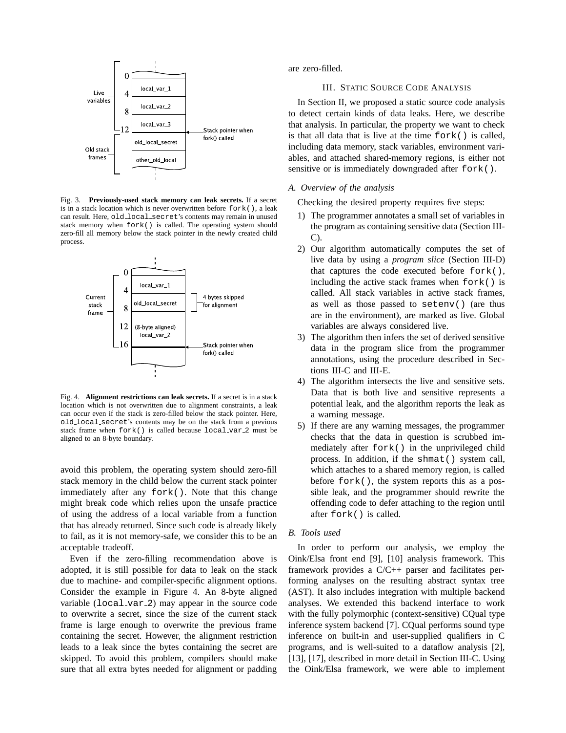Fig. 3. **Previously-used stack memory can leak secrets.** If a secret is in a stack location which is never overwritten before `fork()`, a leak can result. Here, `old_local_secret`'s contents may remain in unused stack memory when `fork()` is called. The operating system should zero-fill all memory below the stack pointer in the newly created child process.

Fig. 4. **Alignment restrictions can leak secrets.** If a secret is in a stack location which is not overwritten due to alignment constraints, a leak can occur even if the stack is zero-filled below the stack pointer. Here, `old_local_secret`'s contents may be on the stack from a previous stack frame when `fork()` is called because `local_var_2` must be aligned to an 8-byte boundary.

avoid this problem, the operating system should zero-fill stack memory in the child below the current stack pointer immediately after any `fork()`. Note that this change might break code which relies upon the unsafe practice of using the address of a local variable from a function that has already returned. Since such code is already likely to fail, as it is not memory-safe, we consider this to be an acceptable tradeoff.

Even if the zero-filling recommendation above is adopted, it is still possible for data to leak on the stack due to machine- and compiler-specific alignment options. Consider the example in Figure 4. An 8-byte aligned variable (`local_var_2`) may appear in the source code to overwrite a secret, since the size of the current stack frame is large enough to overwrite the previous frame containing the secret. However, the alignment restriction leads to a leak since the bytes containing the secret are skipped. To avoid this problem, compilers should make sure that all extra bytes needed for alignment or padding are zero-filled.

## III. Static Source Code Analysis

In Section II, we proposed a static source code analysis to detect certain kinds of data leaks. Here, we describe that analysis. In particular, the property we want to check is that all data that is live at the time `fork()` is called, including data memory, stack variables, environment variables, and attached shared-memory regions, is either not sensitive or is immediately downgraded after `fork()`.

### *A. Overview of the analysis*

Checking the desired property requires five steps:

1) The programmer annotates a small set of variables in the program as containing sensitive data (Section III-C).
2) Our algorithm automatically computes the set of live data by using a *program slice* (Section III-D) that captures the code executed before `fork()`, including the active stack frames when `fork()` is called. All stack variables in active stack frames, as well as those passed to `setenv()` (are thus are in the environment), are marked as live. Global variables are always considered live.
3) The algorithm then infers the set of derived sensitive data in the program slice from the programmer annotations, using the procedure described in Sections III-C and III-E.
4) The algorithm intersects the live and sensitive sets. Data that is both live and sensitive represents a potential leak, and the algorithm reports the leak as a warning message.
5) If there are any warning messages, the programmer checks that the data in question is scrubbed immediately after `fork()` in the unprivileged child process. In addition, if the `shmat()` system call, which attaches to a shared memory region, is called before `fork()`, the system reports this as a possible leak, and the programmer should rewrite the offending code to defer attaching to the region until after `fork()` is called.

### *B. Tools used*

In order to perform our analysis, we employ the Oink/Elsa front end [9], [10] analysis framework. This framework provides a C/C++ parser and facilitates performing analyses on the resulting abstract syntax tree (AST). It also includes integration with multiple backend analyses. We extended this backend interface to work with the fully polymorphic (context-sensitive) CQual type inference system backend [7]. CQual performs sound type inference on built-in and user-supplied qualifiers in C programs, and is well-suited to a dataflow analysis [2], [13], [17], described in more detail in Section III-C. Using the Oink/Elsa framework, we were able to implement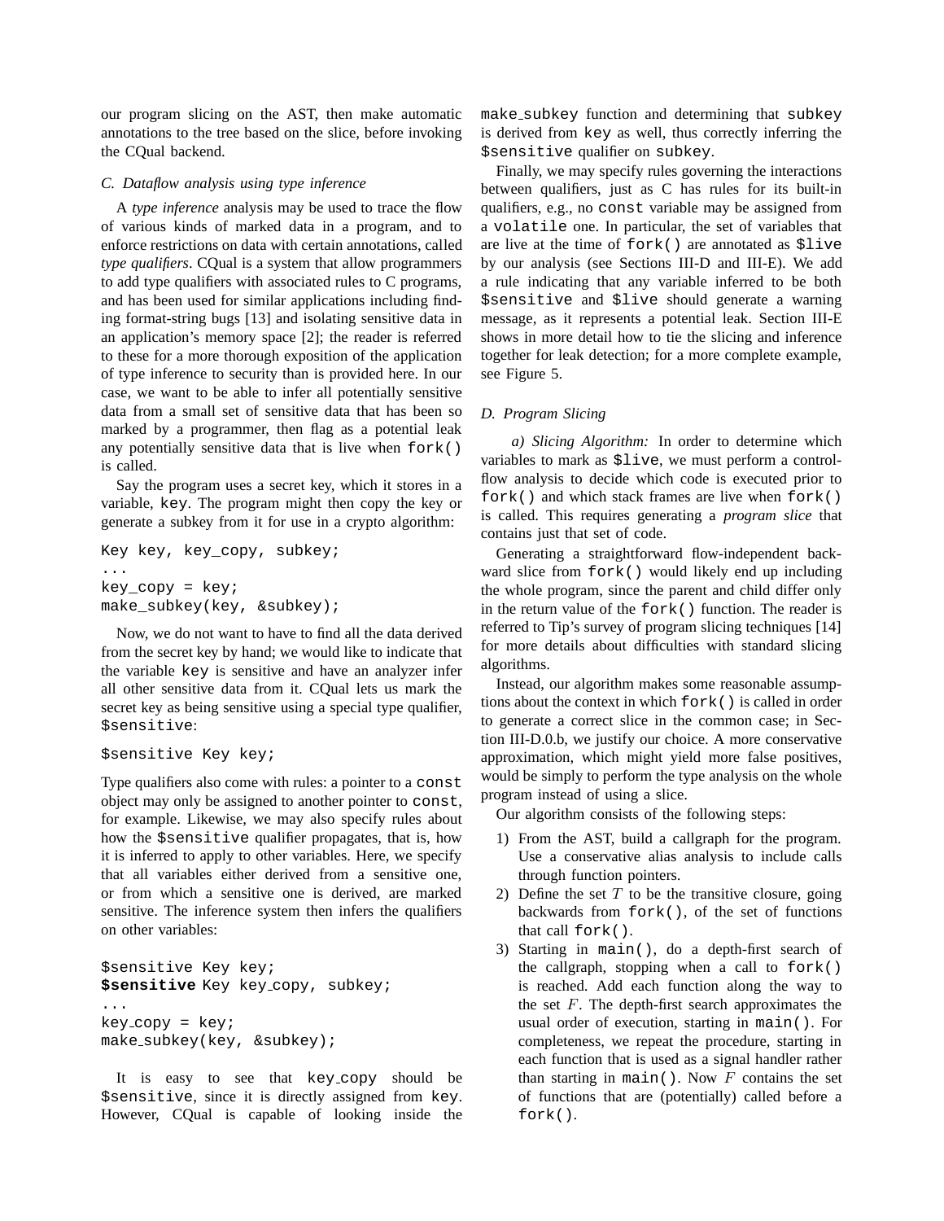our program slicing on the AST, then make automatic annotations to the tree based on the slice, before invoking the CQual backend.

### C. Dataflow analysis using type inference

A *type inference* analysis may be used to trace the flow of various kinds of marked data in a program, and to enforce restrictions on data with certain annotations, called *type qualifiers*. CQual is a system that allow programmers to add type qualifiers with associated rules to C programs, and has been used for similar applications including finding format-string bugs [13] and isolating sensitive data in an application's memory space [2]; the reader is referred to these for a more thorough exposition of the application of type inference to security than is provided here. In our case, we want to be able to infer all potentially sensitive data from a small set of sensitive data that has been so marked by a programmer, then flag as a potential leak any potentially sensitive data that is live when `fork()` is called.

Say the program uses a secret key, which it stores in a variable, `key`. The program might then copy the key or generate a subkey from it for use in a crypto algorithm:

```
Key key, key_copy, subkey;
...
key_copy = key;
make_subkey(key, &subkey);
```

Now, we do not want to have to find all the data derived from the secret key by hand; we would like to indicate that the variable `key` is sensitive and have an analyzer infer all other sensitive data from it. CQual lets us mark the secret key as being sensitive using a special type qualifier, `$sensitive`:

```
$sensitive Key key;
```

Type qualifiers also come with rules: a pointer to a `const` object may only be assigned to another pointer to `const`, for example. Likewise, we may also specify rules about how the `$sensitive` qualifier propagates, that is, how it is inferred to apply to other variables. Here, we specify that all variables either derived from a sensitive one, or from which a sensitive one is derived, are marked sensitive. The inference system then infers the qualifiers on other variables:

```
$sensitive Key key;
$sensitive Key key_copy, subkey;
...
key_copy = key;
make_subkey(key, &subkey);
```

It is easy to see that `key_copy` should be `$sensitive`, since it is directly assigned from `key`. However, CQual is capable of looking inside the `make_subkey` function and determining that `subkey` is derived from `key` as well, thus correctly inferring the `$sensitive` qualifier on `subkey`.

Finally, we may specify rules governing the interactions between qualifiers, just as C has rules for its built-in qualifiers, e.g., no `const` variable may be assigned from a `volatile` one. In particular, the set of variables that are live at the time of `fork()` are annotated as `$live` by our analysis (see Sections III-D and III-E). We add a rule indicating that any variable inferred to be both `$sensitive` and `$live` should generate a warning message, as it represents a potential leak. Section III-E shows in more detail how to tie the slicing and inference together for leak detection; for a more complete example, see Figure 5.

### D. Program Slicing

*a) Slicing Algorithm:* In order to determine which variables to mark as `$live`, we must perform a control-flow analysis to decide which code is executed prior to `fork()` and which stack frames are live when `fork()` is called. This requires generating a *program slice* that contains just that set of code.

Generating a straightforward flow-independent backward slice from `fork()` would likely end up including the whole program, since the parent and child differ only in the return value of the `fork()` function. The reader is referred to Tip's survey of program slicing techniques [14] for more details about difficulties with standard slicing algorithms.

Instead, our algorithm makes some reasonable assumptions about the context in which `fork()` is called in order to generate a correct slice in the common case; in Section III-D.0.b, we justify our choice. A more conservative approximation, which might yield more false positives, would be simply to perform the type analysis on the whole program instead of using a slice.

Our algorithm consists of the following steps:

1) From the AST, build a callgraph for the program. Use a conservative alias analysis to include calls through function pointers.
2) Define the set $T$ to be the transitive closure, going backwards from `fork()`, of the set of functions that call `fork()`.
3) Starting in `main()`, do a depth-first search of the callgraph, stopping when a call to `fork()` is reached. Add each function along the way to the set $F$. The depth-first search approximates the usual order of execution, starting in `main()`. For completeness, we repeat the procedure, starting in each function that is used as a signal handler rather than starting in `main()`. Now $F$ contains the set of functions that are (potentially) called before a `fork()`.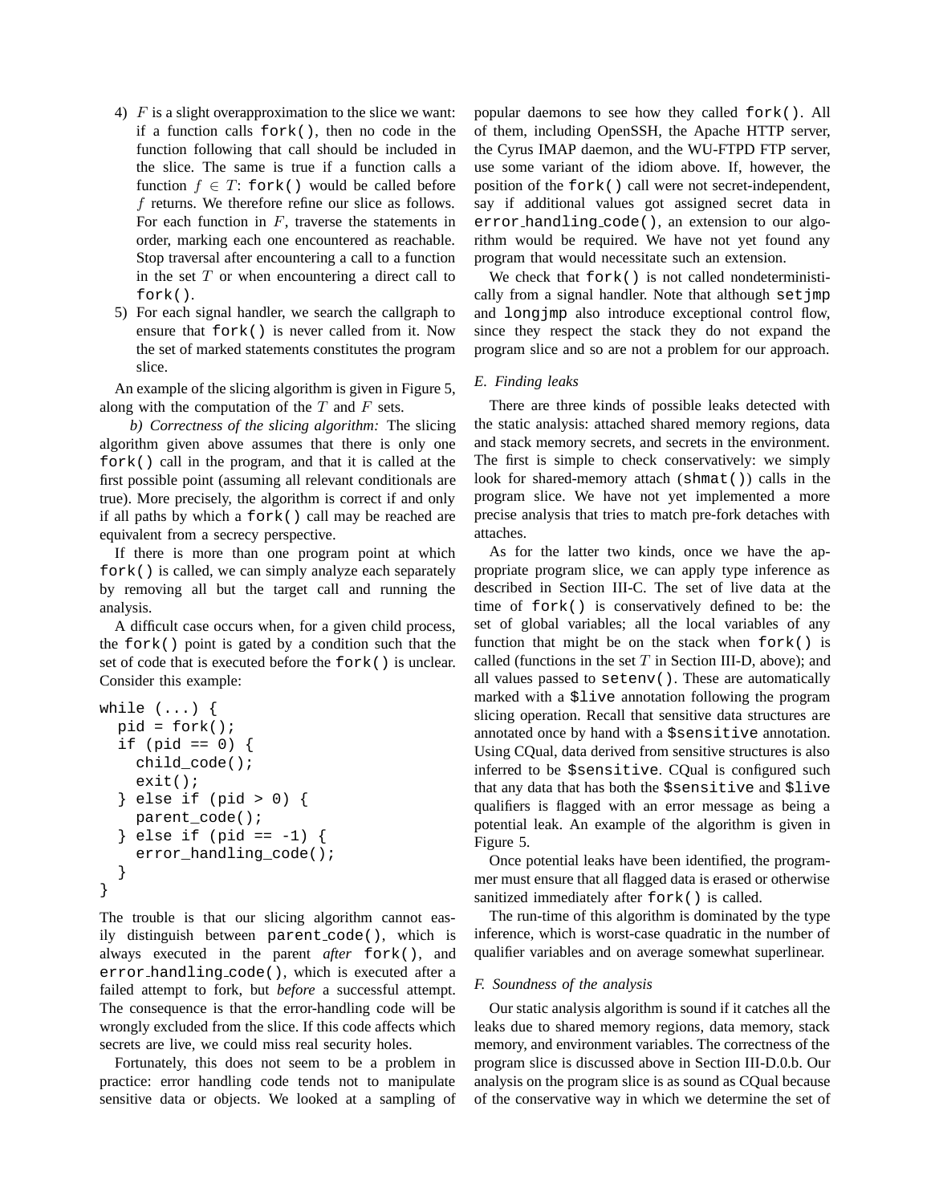4) $F$ is a slight overapproximation to the slice we want: if a function calls `fork()`, then no code in the function following that call should be included in the slice. The same is true if a function calls a function $f \in T$: `fork()` would be called before $f$ returns. We therefore refine our slice as follows. For each function in $F$, traverse the statements in order, marking each one encountered as reachable. Stop traversal after encountering a call to a function in the set $T$ or when encountering a direct call to `fork()`.
5) For each signal handler, we search the callgraph to ensure that `fork()` is never called from it. Now the set of marked statements constitutes the program slice.

An example of the slicing algorithm is given in Figure 5, along with the computation of the $T$ and $F$ sets.

*b) Correctness of the slicing algorithm:* The slicing algorithm given above assumes that there is only one `fork()` call in the program, and that it is called at the first possible point (assuming all relevant conditionals are true). More precisely, the algorithm is correct if and only if all paths by which a `fork()` call may be reached are equivalent from a secrecy perspective.

If there is more than one program point at which `fork()` is called, we can simply analyze each separately by removing all but the target call and running the analysis.

A difficult case occurs when, for a given child process, the `fork()` point is gated by a condition such that the set of code that is executed before the `fork()` is unclear. Consider this example:

```
while (...) {
  pid = fork();
  if (pid == 0) {
    child_code();
    exit();
  } else if (pid > 0) {
    parent_code();
  } else if (pid == -1) {
    error_handling_code();
  }
}
```

The trouble is that our slicing algorithm cannot easily distinguish between `parent_code()`, which is always executed in the parent *after* `fork()`, and `error_handling_code()`, which is executed after a failed attempt to fork, but *before* a successful attempt. The consequence is that the error-handling code will be wrongly excluded from the slice. If this code affects which secrets are live, we could miss real security holes.

Fortunately, this does not seem to be a problem in practice: error handling code tends not to manipulate sensitive data or objects. We looked at a sampling of popular daemons to see how they called `fork()`. All of them, including OpenSSH, the Apache HTTP server, the Cyrus IMAP daemon, and the WU-FTPD FTP server, use some variant of the idiom above. If, however, the position of the `fork()` call were not secret-independent, say if additional values got assigned secret data in `error_handling_code()`, an extension to our algorithm would be required. We have not yet found any program that would necessitate such an extension.

We check that `fork()` is not called nondeterministically from a signal handler. Note that although `setjmp` and `longjmp` also introduce exceptional control flow, since they respect the stack they do not expand the program slice and so are not a problem for our approach.

### E. Finding leaks

There are three kinds of possible leaks detected with the static analysis: attached shared memory regions, data and stack memory secrets, and secrets in the environment. The first is simple to check conservatively: we simply look for shared-memory attach (`shmat()`) calls in the program slice. We have not yet implemented a more precise analysis that tries to match pre-fork detaches with attaches.

As for the latter two kinds, once we have the appropriate program slice, we can apply type inference as described in Section III-C. The set of live data at the time of `fork()` is conservatively defined to be: the set of global variables; all the local variables of any function that might be on the stack when `fork()` is called (functions in the set $T$ in Section III-D, above); and all values passed to `setenv()`. These are automatically marked with a `$live` annotation following the program slicing operation. Recall that sensitive data structures are annotated once by hand with a `$sensitive` annotation. Using CQual, data derived from sensitive structures is also inferred to be `$sensitive`. CQual is configured such that any data that has both the `$sensitive` and `$live` qualifiers is flagged with an error message as being a potential leak. An example of the algorithm is given in Figure 5.

Once potential leaks have been identified, the programmer must ensure that all flagged data is erased or otherwise sanitized immediately after `fork()` is called.

The run-time of this algorithm is dominated by the type inference, which is worst-case quadratic in the number of qualifier variables and on average somewhat superlinear.

### F. Soundness of the analysis

Our static analysis algorithm is sound if it catches all the leaks due to shared memory regions, data memory, stack memory, and environment variables. The correctness of the program slice is discussed above in Section III-D.0.b. Our analysis on the program slice is as sound as CQual because of the conservative way in which we determine the set of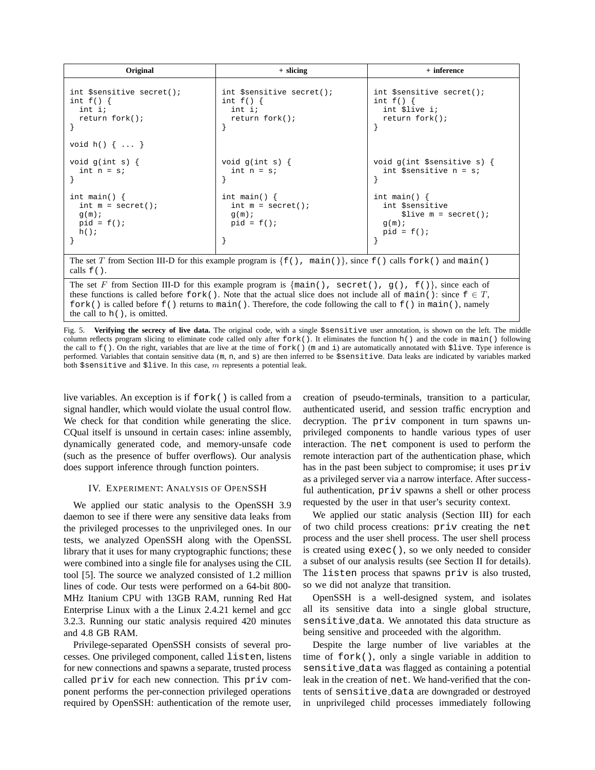| Original | + slicing | + inference |
|---|---|---|
| `int $sensitive secret();`<br>`int f() {`<br>`  int i;`<br>`  return fork();`<br>`}`<br><br>`void h() { ... }`<br><br>`void g(int s) {`<br>`  int n = s;`<br>`}`<br><br>`int main() {`<br>`  int m = secret();`<br>`  g(m);`<br>`  pid = f();`<br>`  h();`<br>`}` | `int $sensitive secret();`<br>`int f() {`<br>`  int i;`<br>`  return fork();`<br>`}`<br><br><br><br>`void g(int s) {`<br>`  int n = s;`<br>`}`<br><br>`int main() {`<br>`  int m = secret();`<br>`  g(m);`<br>`  pid = f();`<br><br>`}` | `int $sensitive secret();`<br>`int f() {`<br>`  int $live i;`<br>`  return fork();`<br>`}`<br><br><br><br>`void g(int $sensitive s) {`<br>`  int $sensitive n = s;`<br>`}`<br><br>`int main() {`<br>`  int $sensitive`<br>`      $live m = secret();`<br>`  g(m);`<br>`  pid = f();`<br>`}` |
| The set $T$ from Section III-D for this example program is {`f()`, `main()`}, since `f()` calls `fork()` and `main()` calls `f()`. | | |
| The set $F$ from Section III-D for this example program is {`main()`, `secret()`, `g()`, `f()`}, since each of these functions is called before `fork()`. Note that the actual slice does not include all of `main()`: since $f \in T$, `fork()` is called before `f()` returns to `main()`. Therefore, the code following the call to `f()` in `main()`, namely the call to `h()`, is omitted. | | |

Fig. 5. **Verifying the secrecy of live data.** The original code, with a single `$sensitive` user annotation, is shown on the left. The middle column reflects program slicing to eliminate code called only after `fork()`. It eliminates the function `h()` and the code in `main()` following the call to `f()`. On the right, variables that are live at the time of `fork()` (`m` and `i`) are automatically annotated with `$live`. Type inference is performed. Variables that contain sensitive data (`m`, `n`, and `s`) are then inferred to be `$sensitive`. Data leaks are indicated by variables marked both `$sensitive` and `$live`. In this case, $m$ represents a potential leak.

live variables. An exception is if `fork()` is called from a signal handler, which would violate the usual control flow. We check for that condition while generating the slice. CQual itself is unsound in certain cases: inline assembly, dynamically generated code, and memory-unsafe code (such as the presence of buffer overflows). Our analysis does support inference through function pointers.

## IV. Experiment: Analysis of OpenSSH

We applied our static analysis to the OpenSSH 3.9 daemon to see if there were any sensitive data leaks from the privileged processes to the unprivileged ones. In our tests, we analyzed OpenSSH along with the OpenSSL library that it uses for many cryptographic functions; these were combined into a single file for analyses using the CIL tool [5]. The source we analyzed consisted of 1.2 million lines of code. Our tests were performed on a 64-bit 800-MHz Itanium CPU with 13GB RAM, running Red Hat Enterprise Linux with a the Linux 2.4.21 kernel and gcc 3.2.3. Running our static analysis required 420 minutes and 4.8 GB RAM.

Privilege-separated OpenSSH consists of several processes. One privileged component, called `listen`, listens for new connections and spawns a separate, trusted process called `priv` for each new connection. This `priv` component performs the per-connection privileged operations required by OpenSSH: authentication of the remote user, creation of pseudo-terminals, transition to a particular, authenticated userid, and session traffic encryption and decryption. The `priv` component in turn spawns unprivileged components to handle various types of user interaction. The `net` component is used to perform the remote interaction part of the authentication phase, which has in the past been subject to compromise; it uses `priv` as a privileged server via a narrow interface. After successful authentication, `priv` spawns a shell or other process requested by the user in that user's security context.

We applied our static analysis (Section III) for each of two child process creations: `priv` creating the `net` process and the user shell process. The user shell process is created using `exec()`, so we only needed to consider a subset of our analysis results (see Section II for details). The `listen` process that spawns `priv` is also trusted, so we did not analyze that transition.

OpenSSH is a well-designed system, and isolates all its sensitive data into a single global structure, `sensitive_data`. We annotated this data structure as being sensitive and proceeded with the algorithm.

Despite the large number of live variables at the time of `fork()`, only a single variable in addition to `sensitive_data` was flagged as containing a potential leak in the creation of `net`. We hand-verified that the contents of `sensitive_data` are downgraded or destroyed in unprivileged child processes immediately following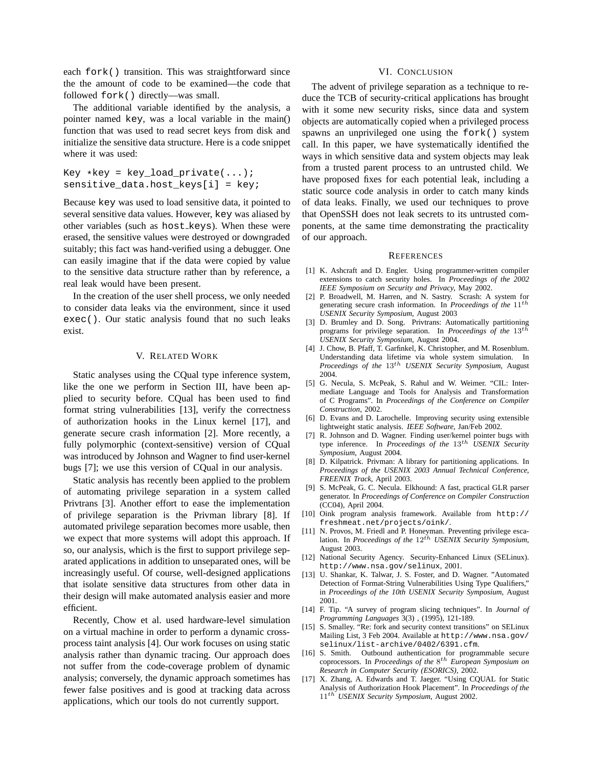each fork() transition. This was straightforward since the the amount of code to be examined—the code that followed fork() directly—was small.

The additional variable identified by the analysis, a pointer named key, was a local variable in the main() function that was used to read secret keys from disk and initialize the sensitive data structure. Here is a code snippet where it was used:

```
Key *key = key_load_private(...);
sensitive_data.host_keys[i] = key;
```

Because key was used to load sensitive data, it pointed to several sensitive data values. However, key was aliased by other variables (such as host_keys). When these were erased, the sensitive values were destroyed or downgraded suitably; this fact was hand-verified using a debugger. One can easily imagine that if the data were copied by value to the sensitive data structure rather than by reference, a real leak would have been present.

In the creation of the user shell process, we only needed to consider data leaks via the environment, since it used exec(). Our static analysis found that no such leaks exist.

## V. Related Work

Static analyses using the CQual type inference system, like the one we perform in Section III, have been applied to security before. CQual has been used to find format string vulnerabilities [13], verify the correctness of authorization hooks in the Linux kernel [17], and generate secure crash information [2]. More recently, a fully polymorphic (context-sensitive) version of CQual was introduced by Johnson and Wagner to find user-kernel bugs [7]; we use this version of CQual in our analysis.

Static analysis has recently been applied to the problem of automating privilege separation in a system called Privtrans [3]. Another effort to ease the implementation of privilege separation is the Privman library [8]. If automated privilege separation becomes more usable, then we expect that more systems will adopt this approach. If so, our analysis, which is the first to support privilege separated applications in addition to unseparated ones, will be increasingly useful. Of course, well-designed applications that isolate sensitive data structures from other data in their design will make automated analysis easier and more efficient.

Recently, Chow et al. used hardware-level simulation on a virtual machine in order to perform a dynamic cross-process taint analysis [4]. Our work focuses on using static analysis rather than dynamic tracing. Our approach does not suffer from the code-coverage problem of dynamic analysis; conversely, the dynamic approach sometimes has fewer false positives and is good at tracking data across applications, which our tools do not currently support.

## VI. Conclusion

The advent of privilege separation as a technique to reduce the TCB of security-critical applications has brought with it some new security risks, since data and system objects are automatically copied when a privileged process spawns an unprivileged one using the fork() system call. In this paper, we have systematically identified the ways in which sensitive data and system objects may leak from a trusted parent process to an untrusted child. We have proposed fixes for each potential leak, including a static source code analysis in order to catch many kinds of data leaks. Finally, we used our techniques to prove that OpenSSH does not leak secrets to its untrusted components, at the same time demonstrating the practicality of our approach.

## References

[1] K. Ashcraft and D. Engler. Using programmer-written compiler extensions to catch security holes. In *Proceedings of the 2002 IEEE Symposium on Security and Privacy*, May 2002.

[2] P. Broadwell, M. Harren, and N. Sastry. Scrash: A system for generating secure crash information. In *Proceedings of the* $11^{th}$ *USENIX Security Symposium*, August 2003

[3] D. Brumley and D. Song. Privtrans: Automatically partitioning programs for privilege separation. In *Proceedings of the* $13^{th}$ *USENIX Security Symposium*, August 2004.

[4] J. Chow, B. Pfaff, T. Garfinkel, K. Christopher, and M. Rosenblum. Understanding data lifetime via whole system simulation. In *Proceedings of the* $13^{th}$ *USENIX Security Symposium*, August 2004.

[5] G. Necula, S. McPeak, S. Rahul and W. Weimer. "CIL: Intermediate Language and Tools for Analysis and Transformation of C Programs". In *Proceedings of the Conference on Compiler Construction*, 2002.

[6] D. Evans and D. Larochelle. Improving security using extensible lightweight static analysis. *IEEE Software*, Jan/Feb 2002.

[7] R. Johnson and D. Wagner. Finding user/kernel pointer bugs with type inference. In *Proceedings of the* $13^{th}$ *USENIX Security Symposium*, August 2004.

[8] D. Kilpatrick. Privman: A library for partitioning applications. In *Proceedings of the USENIX 2003 Annual Technical Conference, FREENIX Track*, April 2003.

[9] S. McPeak, G. C. Necula. Elkhound: A fast, practical GLR parser generator. In *Proceedings of Conference on Compiler Construction* (CC04), April 2004.

[10] Oink program analysis framework. Available from http://freshmeat.net/projects/oink/.

[11] N. Provos, M. Friedl and P. Honeyman. Preventing privilege escalation. In *Proceedings of the* $12^{th}$ *USENIX Security Symposium*, August 2003.

[12] National Security Agency. Security-Enhanced Linux (SELinux). http://www.nsa.gov/selinux, 2001.

[13] U. Shankar, K. Talwar, J. S. Foster, and D. Wagner. "Automated Detection of Format-String Vulnerabilities Using Type Qualifiers," in *Proceedings of the 10th USENIX Security Symposium*, August 2001.

[14] F. Tip. "A survey of program slicing techniques". In *Journal of Programming Languages* 3(3) , (1995), 121-189.

[15] S. Smalley. "Re: fork and security context transitions" on SELinux Mailing List, 3 Feb 2004. Available at http://www.nsa.gov/selinux/list-archive/0402/6391.cfm.

[16] S. Smith. Outbound authentication for programmable secure coprocessors. In *Proceedings of the* $8^{th}$ *European Symposium on Research in Computer Security (ESORICS)*, 2002.

[17] X. Zhang, A. Edwards and T. Jaeger. "Using CQUAL for Static Analysis of Authorization Hook Placement". In *Proceedings of the* $11^{th}$ *USENIX Security Symposium*, August 2002.